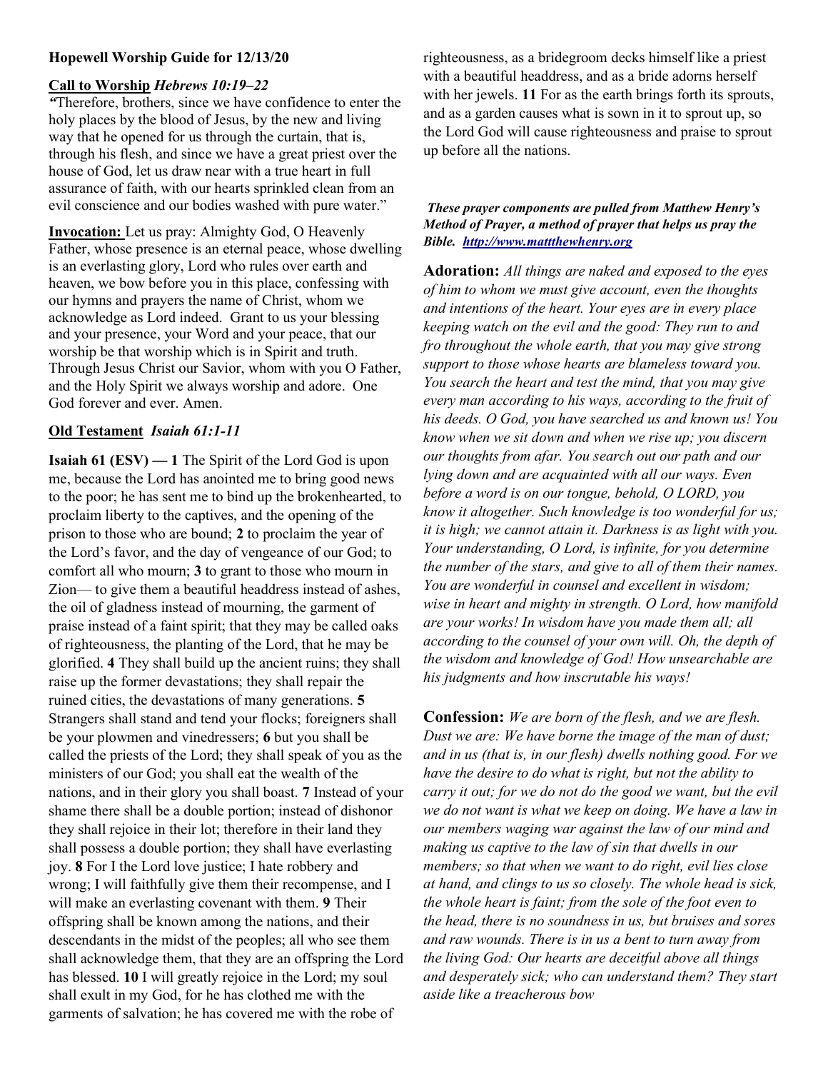**Hopewell Worship Guide for 12/13/20**

**Call to Worship** ***Hebrews 10:19–22***

*"*Therefore, brothers, since we have confidence to enter the holy places by the blood of Jesus, by the new and living way that he opened for us through the curtain, that is, through his flesh, and since we have a great priest over the house of God, let us draw near with a true heart in full assurance of faith, with our hearts sprinkled clean from an evil conscience and our bodies washed with pure water."

**Invocation:** Let us pray: Almighty God, O Heavenly Father, whose presence is an eternal peace, whose dwelling is an everlasting glory, Lord who rules over earth and heaven, we bow before you in this place, confessing with our hymns and prayers the name of Christ, whom we acknowledge as Lord indeed. Grant to us your blessing and your presence, your Word and your peace, that our worship be that worship which is in Spirit and truth. Through Jesus Christ our Savior, whom with you O Father, and the Holy Spirit we always worship and adore. One God forever and ever. Amen.

**Old Testament** ***Isaiah 61:1-11***

**Isaiah 61 (ESV) — 1** The Spirit of the Lord God is upon me, because the Lord has anointed me to bring good news to the poor; he has sent me to bind up the brokenhearted, to proclaim liberty to the captives, and the opening of the prison to those who are bound; **2** to proclaim the year of the Lord's favor, and the day of vengeance of our God; to comfort all who mourn; **3** to grant to those who mourn in Zion— to give them a beautiful headdress instead of ashes, the oil of gladness instead of mourning, the garment of praise instead of a faint spirit; that they may be called oaks of righteousness, the planting of the Lord, that he may be glorified. **4** They shall build up the ancient ruins; they shall raise up the former devastations; they shall repair the ruined cities, the devastations of many generations. **5** Strangers shall stand and tend your flocks; foreigners shall be your plowmen and vinedressers; **6** but you shall be called the priests of the Lord; they shall speak of you as the ministers of our God; you shall eat the wealth of the nations, and in their glory you shall boast. **7** Instead of your shame there shall be a double portion; instead of dishonor they shall rejoice in their lot; therefore in their land they shall possess a double portion; they shall have everlasting joy. **8** For I the Lord love justice; I hate robbery and wrong; I will faithfully give them their recompense, and I will make an everlasting covenant with them. **9** Their offspring shall be known among the nations, and their descendants in the midst of the peoples; all who see them shall acknowledge them, that they are an offspring the Lord has blessed. **10** I will greatly rejoice in the Lord; my soul shall exult in my God, for he has clothed me with the garments of salvation; he has covered me with the robe of righteousness, as a bridegroom decks himself like a priest with a beautiful headdress, and as a bride adorns herself with her jewels. **11** For as the earth brings forth its sprouts, and as a garden causes what is sown in it to sprout up, so the Lord God will cause righteousness and praise to sprout up before all the nations.

***These prayer components are pulled from Matthew Henry's Method of Prayer, a method of prayer that helps us pray the Bible. http://www.mattthewhenry.org***

**Adoration:** *All things are naked and exposed to the eyes of him to whom we must give account, even the thoughts and intentions of the heart. Your eyes are in every place keeping watch on the evil and the good: They run to and fro throughout the whole earth, that you may give strong support to those whose hearts are blameless toward you. You search the heart and test the mind, that you may give every man according to his ways, according to the fruit of his deeds. O God, you have searched us and known us! You know when we sit down and when we rise up; you discern our thoughts from afar. You search out our path and our lying down and are acquainted with all our ways. Even before a word is on our tongue, behold, O LORD, you know it altogether. Such knowledge is too wonderful for us; it is high; we cannot attain it. Darkness is as light with you. Your understanding, O Lord, is infinite, for you determine the number of the stars, and give to all of them their names. You are wonderful in counsel and excellent in wisdom; wise in heart and mighty in strength. O Lord, how manifold are your works! In wisdom have you made them all; all according to the counsel of your own will. Oh, the depth of the wisdom and knowledge of God! How unsearchable are his judgments and how inscrutable his ways!*

**Confession:** *We are born of the flesh, and we are flesh. Dust we are: We have borne the image of the man of dust; and in us (that is, in our flesh) dwells nothing good. For we have the desire to do what is right, but not the ability to carry it out; for we do not do the good we want, but the evil we do not want is what we keep on doing. We have a law in our members waging war against the law of our mind and making us captive to the law of sin that dwells in our members; so that when we want to do right, evil lies close at hand, and clings to us so closely. The whole head is sick, the whole heart is faint; from the sole of the foot even to the head, there is no soundness in us, but bruises and sores and raw wounds. There is in us a bent to turn away from the living God: Our hearts are deceitful above all things and desperately sick; who can understand them? They start aside like a treacherous bow*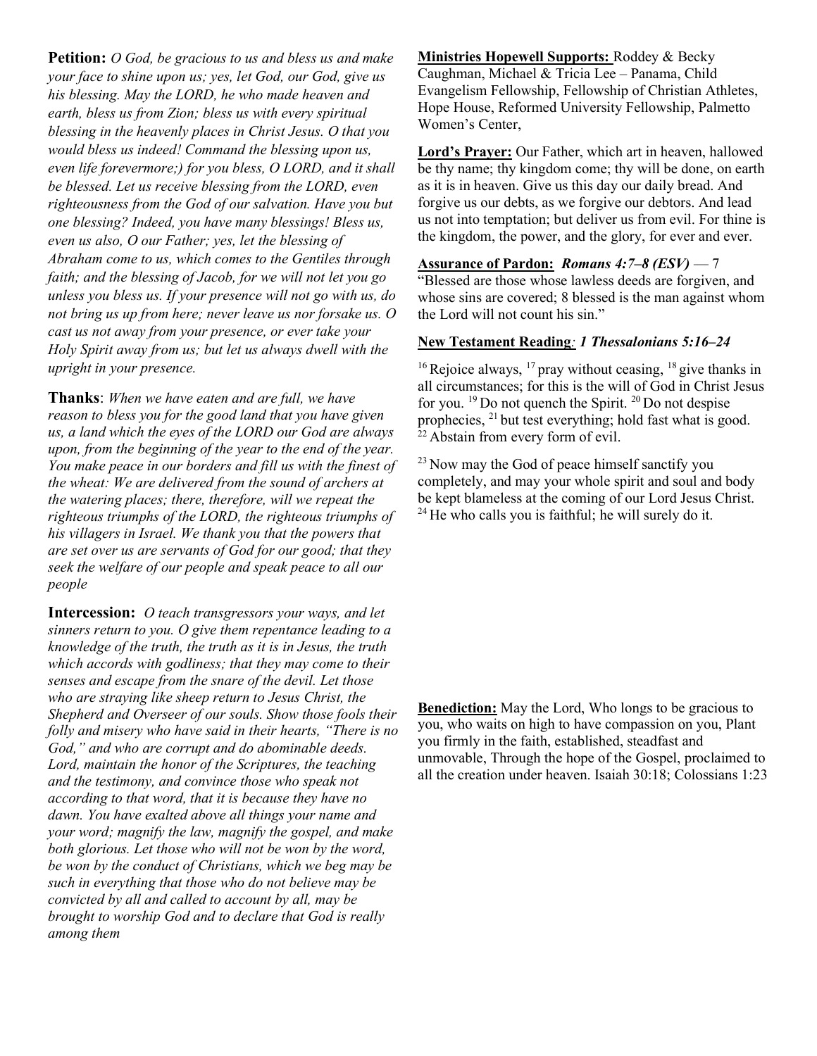**Petition:** *O God, be gracious to us and bless us and make your face to shine upon us; yes, let God, our God, give us his blessing. May the LORD, he who made heaven and earth, bless us from Zion; bless us with every spiritual blessing in the heavenly places in Christ Jesus. O that you would bless us indeed! Command the blessing upon us, even life forevermore;) for you bless, O LORD, and it shall be blessed. Let us receive blessing from the LORD, even righteousness from the God of our salvation. Have you but one blessing? Indeed, you have many blessings! Bless us, even us also, O our Father; yes, let the blessing of Abraham come to us, which comes to the Gentiles through faith; and the blessing of Jacob, for we will not let you go unless you bless us. If your presence will not go with us, do not bring us up from here; never leave us nor forsake us. O cast us not away from your presence, or ever take your Holy Spirit away from us; but let us always dwell with the upright in your presence.*

**Thanks**: *When we have eaten and are full, we have reason to bless you for the good land that you have given us, a land which the eyes of the LORD our God are always upon, from the beginning of the year to the end of the year. You make peace in our borders and fill us with the finest of the wheat: We are delivered from the sound of archers at the watering places; there, therefore, will we repeat the righteous triumphs of the LORD, the righteous triumphs of his villagers in Israel. We thank you that the powers that are set over us are servants of God for our good; that they seek the welfare of our people and speak peace to all our people*

**Intercession:** *O teach transgressors your ways, and let sinners return to you. O give them repentance leading to a knowledge of the truth, the truth as it is in Jesus, the truth which accords with godliness; that they may come to their senses and escape from the snare of the devil. Let those who are straying like sheep return to Jesus Christ, the Shepherd and Overseer of our souls. Show those fools their folly and misery who have said in their hearts, "There is no God," and who are corrupt and do abominable deeds. Lord, maintain the honor of the Scriptures, the teaching and the testimony, and convince those who speak not according to that word, that it is because they have no dawn. You have exalted above all things your name and your word; magnify the law, magnify the gospel, and make both glorious. Let those who will not be won by the word, be won by the conduct of Christians, which we beg may be such in everything that those who do not believe may be convicted by all and called to account by all, may be brought to worship God and to declare that God is really among them*

**Ministries Hopewell Supports:** Roddey & Becky Caughman, Michael & Tricia Lee – Panama, Child Evangelism Fellowship, Fellowship of Christian Athletes, Hope House, Reformed University Fellowship, Palmetto Women's Center,

**Lord's Prayer:** Our Father, which art in heaven, hallowed be thy name; thy kingdom come; thy will be done, on earth as it is in heaven. Give us this day our daily bread. And forgive us our debts, as we forgive our debtors. And lead us not into temptation; but deliver us from evil. For thine is the kingdom, the power, and the glory, for ever and ever.

**Assurance of Pardon:** ***Romans 4:7–8 (ESV)*** — 7 "Blessed are those whose lawless deeds are forgiven, and whose sins are covered; 8 blessed is the man against whom the Lord will not count his sin."

**New Testament Reading**: ***1 Thessalonians 5:16–24***

[16] Rejoice always, [17] pray without ceasing, [18] give thanks in all circumstances; for this is the will of God in Christ Jesus for you. [19] Do not quench the Spirit. [20] Do not despise prophecies, [21] but test everything; hold fast what is good. [22] Abstain from every form of evil.

[23] Now may the God of peace himself sanctify you completely, and may your whole spirit and soul and body be kept blameless at the coming of our Lord Jesus Christ. [24] He who calls you is faithful; he will surely do it.

**Benediction:** May the Lord, Who longs to be gracious to you, who waits on high to have compassion on you, Plant you firmly in the faith, established, steadfast and unmovable, Through the hope of the Gospel, proclaimed to all the creation under heaven. Isaiah 30:18; Colossians 1:23